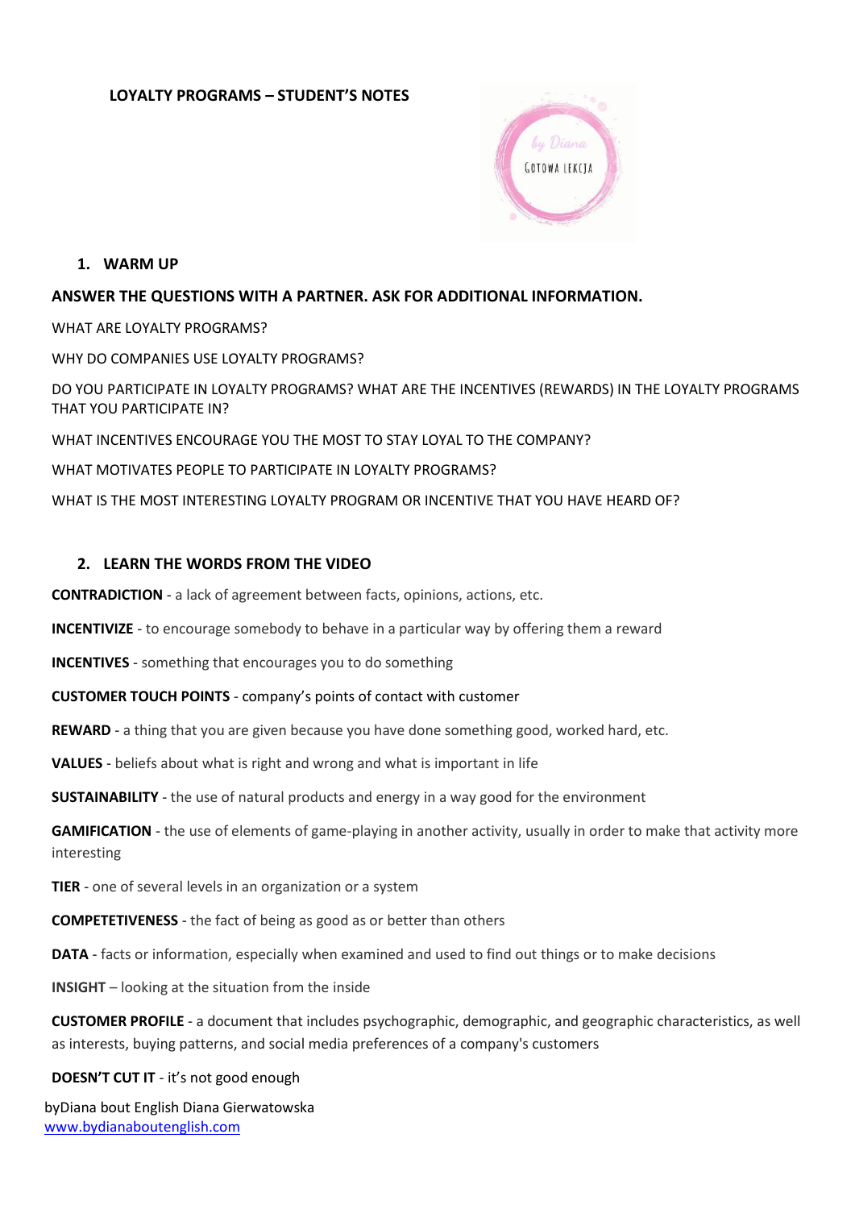# LOYALTY PROGRAMS – STUDENT'S NOTES

## 1. WARM UP

**ANSWER THE QUESTIONS WITH A PARTNER. ASK FOR ADDITIONAL INFORMATION.**

WHAT ARE LOYALTY PROGRAMS?

WHY DO COMPANIES USE LOYALTY PROGRAMS?

DO YOU PARTICIPATE IN LOYALTY PROGRAMS? WHAT ARE THE INCENTIVES (REWARDS) IN THE LOYALTY PROGRAMS THAT YOU PARTICIPATE IN?

WHAT INCENTIVES ENCOURAGE YOU THE MOST TO STAY LOYAL TO THE COMPANY?

WHAT MOTIVATES PEOPLE TO PARTICIPATE IN LOYALTY PROGRAMS?

WHAT IS THE MOST INTERESTING LOYALTY PROGRAM OR INCENTIVE THAT YOU HAVE HEARD OF?

## 2. LEARN THE WORDS FROM THE VIDEO

**CONTRADICTION** - a lack of agreement between facts, opinions, actions, etc.

**INCENTIVIZE** - to encourage somebody to behave in a particular way by offering them a reward

**INCENTIVES** - something that encourages you to do something

**CUSTOMER TOUCH POINTS** - company's points of contact with customer

**REWARD** - a thing that you are given because you have done something good, worked hard, etc.

**VALUES** - beliefs about what is right and wrong and what is important in life

**SUSTAINABILITY** - the use of natural products and energy in a way good for the environment

**GAMIFICATION** - the use of elements of game-playing in another activity, usually in order to make that activity more interesting

**TIER** - one of several levels in an organization or a system

**COMPETETIVENESS** - the fact of being as good as or better than others

**DATA** - facts or information, especially when examined and used to find out things or to make decisions

**INSIGHT** – looking at the situation from the inside

**CUSTOMER PROFILE** - a document that includes psychographic, demographic, and geographic characteristics, as well as interests, buying patterns, and social media preferences of a company's customers

**DOESN'T CUT IT** - it's not good enough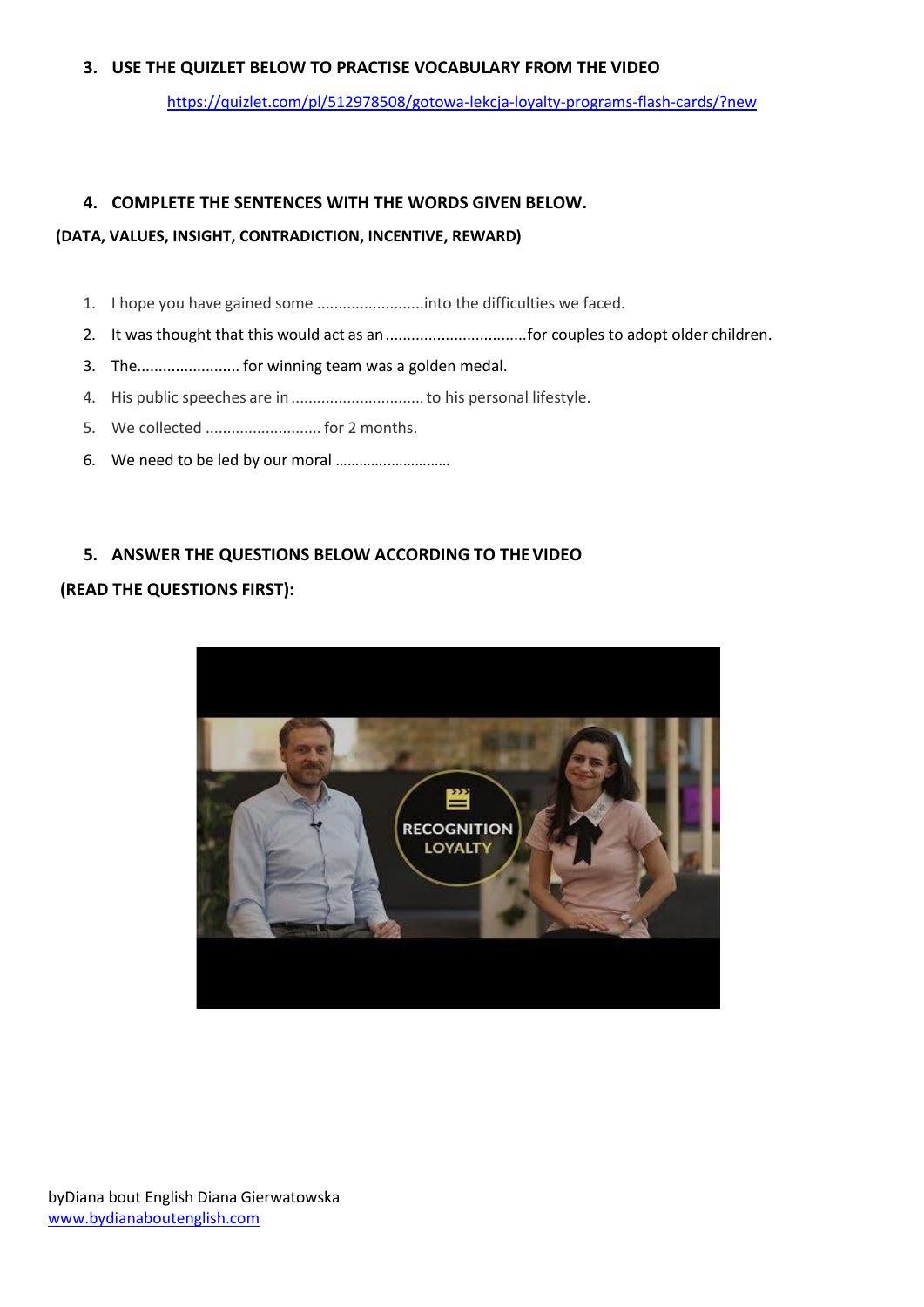### 3. USE THE QUIZLET BELOW TO PRACTISE VOCABULARY FROM THE VIDEO

https://quizlet.com/pl/512978508/gotowa-lekcja-loyalty-programs-flash-cards/?new

### 4. COMPLETE THE SENTENCES WITH THE WORDS GIVEN BELOW.

**(DATA, VALUES, INSIGHT, CONTRADICTION, INCENTIVE, REWARD)**

1. I hope you have gained some .........................into the difficulties we faced.
2. It was thought that this would act as an .................................for couples to adopt older children.
3. The........................ for winning team was a golden medal.
4. His public speeches are in ............................... to his personal lifestyle.
5. We collected ........................... for 2 months.
6. We need to be led by our moral ...........................

### 5. ANSWER THE QUESTIONS BELOW ACCORDING TO THE VIDEO

**(READ THE QUESTIONS FIRST):**

byDiana bout English Diana Gierwatowska
www.bydianaboutenglish.com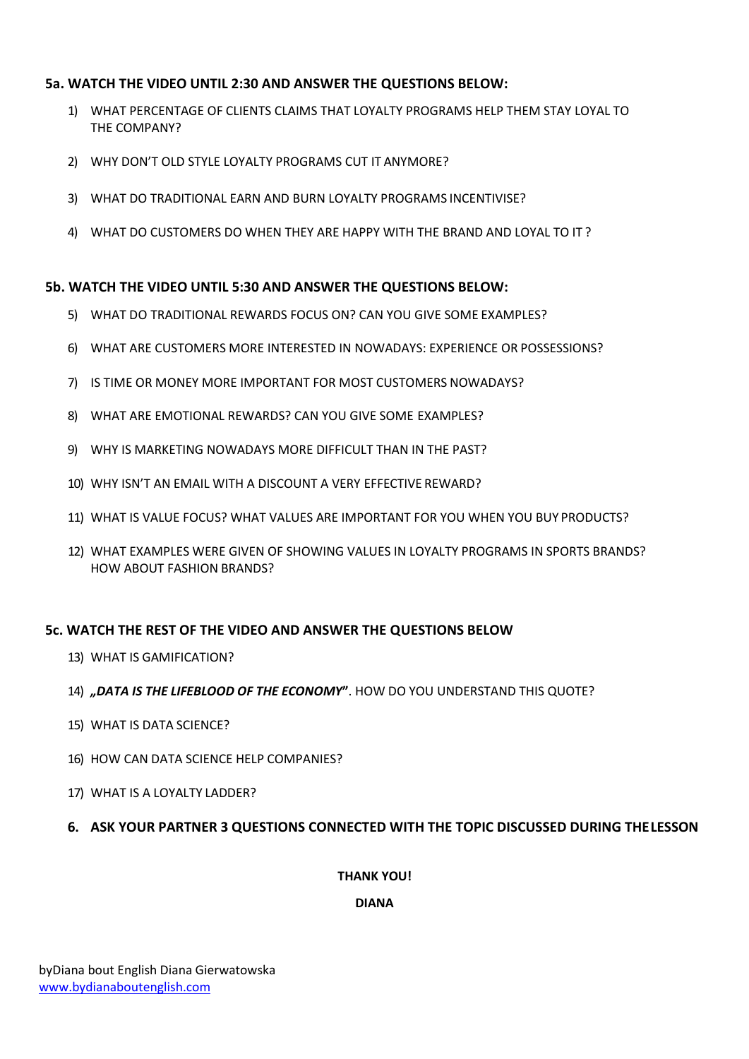**5a. WATCH THE VIDEO UNTIL 2:30 AND ANSWER THE QUESTIONS BELOW:**

1) WHAT PERCENTAGE OF CLIENTS CLAIMS THAT LOYALTY PROGRAMS HELP THEM STAY LOYAL TO THE COMPANY?
2) WHY DON'T OLD STYLE LOYALTY PROGRAMS CUT IT ANYMORE?
3) WHAT DO TRADITIONAL EARN AND BURN LOYALTY PROGRAMS INCENTIVISE?
4) WHAT DO CUSTOMERS DO WHEN THEY ARE HAPPY WITH THE BRAND AND LOYAL TO IT ?

**5b. WATCH THE VIDEO UNTIL 5:30 AND ANSWER THE QUESTIONS BELOW:**

5) WHAT DO TRADITIONAL REWARDS FOCUS ON? CAN YOU GIVE SOME EXAMPLES?
6) WHAT ARE CUSTOMERS MORE INTERESTED IN NOWADAYS: EXPERIENCE OR POSSESSIONS?
7) IS TIME OR MONEY MORE IMPORTANT FOR MOST CUSTOMERS NOWADAYS?
8) WHAT ARE EMOTIONAL REWARDS? CAN YOU GIVE SOME EXAMPLES?
9) WHY IS MARKETING NOWADAYS MORE DIFFICULT THAN IN THE PAST?
10) WHY ISN'T AN EMAIL WITH A DISCOUNT A VERY EFFECTIVE REWARD?
11) WHAT IS VALUE FOCUS? WHAT VALUES ARE IMPORTANT FOR YOU WHEN YOU BUY PRODUCTS?
12) WHAT EXAMPLES WERE GIVEN OF SHOWING VALUES IN LOYALTY PROGRAMS IN SPORTS BRANDS? HOW ABOUT FASHION BRANDS?

**5c. WATCH THE REST OF THE VIDEO AND ANSWER THE QUESTIONS BELOW**

13) WHAT IS GAMIFICATION?
14) ***„DATA IS THE LIFEBLOOD OF THE ECONOMY"***. HOW DO YOU UNDERSTAND THIS QUOTE?
15) WHAT IS DATA SCIENCE?
16) HOW CAN DATA SCIENCE HELP COMPANIES?
17) WHAT IS A LOYALTY LADDER?

**6. ASK YOUR PARTNER 3 QUESTIONS CONNECTED WITH THE TOPIC DISCUSSED DURING THE LESSON**

**THANK YOU!**

**DIANA**

byDiana bout English Diana Gierwatowska
www.bydianaboutenglish.com